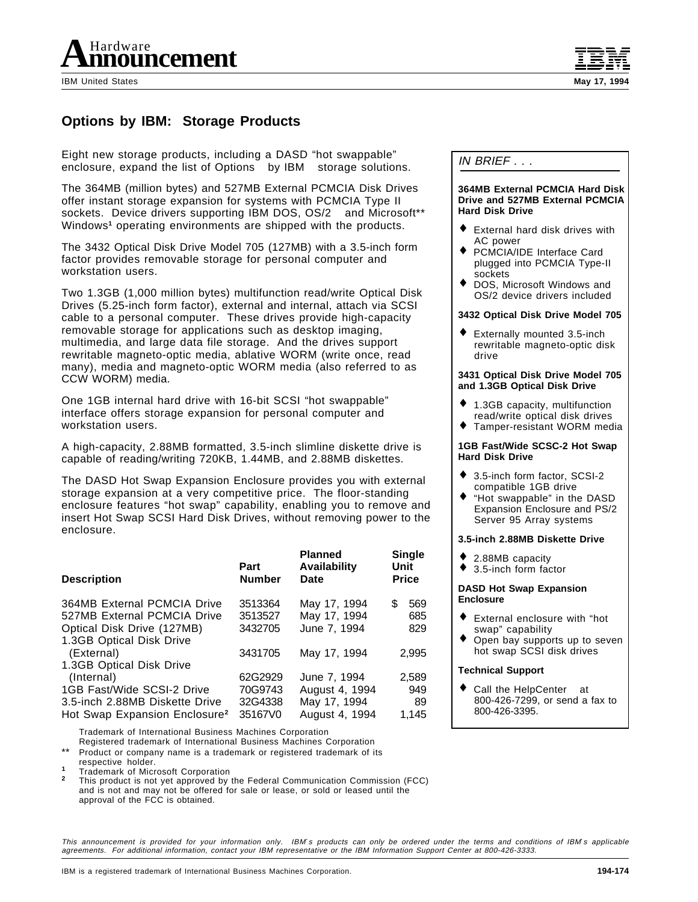# Hardware Announcement

IBM United States

May 17, 1994

## Options by IBM: Storage Products

Eight new storage products, including a DASD “hot swappable” enclosure, expand the list of Options by IBM storage solutions.

The 364MB (million bytes) and 527MB External PCMCIA Disk Drives offer instant storage expansion for systems with PCMCIA Type II sockets. Device drivers supporting IBM DOS, OS/2 and Microsoft** Windows[1] operating environments are shipped with the products.

The 3432 Optical Disk Drive Model 705 (127MB) with a 3.5-inch form factor provides removable storage for personal computer and workstation users.

Two 1.3GB (1,000 million bytes) multifunction read/write Optical Disk Drives (5.25-inch form factor), external and internal, attach via SCSI cable to a personal computer. These drives provide high-capacity removable storage for applications such as desktop imaging, multimedia, and large data file storage. And the drives support rewritable magneto-optic media, ablative WORM (write once, read many), media and magneto-optic WORM media (also referred to as CCW WORM) media.

One 1GB internal hard drive with 16-bit SCSI “hot swappable” interface offers storage expansion for personal computer and workstation users.

A high-capacity, 2.88MB formatted, 3.5-inch slimline diskette drive is capable of reading/writing 720KB, 1.44MB, and 2.88MB diskettes.

The DASD Hot Swap Expansion Enclosure provides you with external storage expansion at a very competitive price. The floor-standing enclosure features “hot swap” capability, enabling you to remove and insert Hot Swap SCSI Hard Disk Drives, without removing power to the enclosure.

| Description | Part Number | Planned Availability Date | Single Unit Price |
|---|---|---|---|
| 364MB External PCMCIA Drive | 3513364 | May 17, 1994 | $ 569 |
| 527MB External PCMCIA Drive | 3513527 | May 17, 1994 | 685 |
| Optical Disk Drive (127MB) | 3432705 | June 7, 1994 | 829 |
| 1.3GB Optical Disk Drive (External) | 3431705 | May 17, 1994 | 2,995 |
| 1.3GB Optical Disk Drive (Internal) | 62G2929 | June 7, 1994 | 2,589 |
| 1GB Fast/Wide SCSI-2 Drive | 70G9743 | August 4, 1994 | 949 |
| 3.5-inch 2.88MB Diskette Drive | 32G4338 | May 17, 1994 | 89 |
| Hot Swap Expansion Enclosure[2] | 35167V0 | August 4, 1994 | 1,145 |

Trademark of International Business Machines Corporation
Registered trademark of International Business Machines Corporation

** Product or company name is a trademark or registered trademark of its respective holder.

[1] Trademark of Microsoft Corporation

[2] This product is not yet approved by the Federal Communication Commission (FCC) and is not and may not be offered for sale or lease, or sold or leased until the approval of the FCC is obtained.

*IN BRIEF . . .*

**364MB External PCMCIA Hard Disk Drive and 527MB External PCMCIA Hard Disk Drive**

- External hard disk drives with AC power
- PCMCIA/IDE Interface Card plugged into PCMCIA Type-II sockets
- DOS, Microsoft Windows and OS/2 device drivers included

**3432 Optical Disk Drive Model 705**

- Externally mounted 3.5-inch rewritable magneto-optic disk drive

**3431 Optical Disk Drive Model 705 and 1.3GB Optical Disk Drive**

- 1.3GB capacity, multifunction read/write optical disk drives
- Tamper-resistant WORM media

**1GB Fast/Wide SCSC-2 Hot Swap Hard Disk Drive**

- 3.5-inch form factor, SCSI-2 compatible 1GB drive
- “Hot swappable” in the DASD Expansion Enclosure and PS/2 Server 95 Array systems

**3.5-inch 2.88MB Diskette Drive**

- 2.88MB capacity
- 3.5-inch form factor

**DASD Hot Swap Expansion Enclosure**

- External enclosure with “hot swap” capability
- Open bay supports up to seven hot swap SCSI disk drives

**Technical Support**

- Call the HelpCenter at 800-426-7299, or send a fax to 800-426-3395.

*This announcement is provided for your information only. IBM's products can only be ordered under the terms and conditions of IBM's applicable agreements. For additional information, contact your IBM representative or the IBM Information Support Center at 800-426-3333.*

IBM is a registered trademark of International Business Machines Corporation.

194-174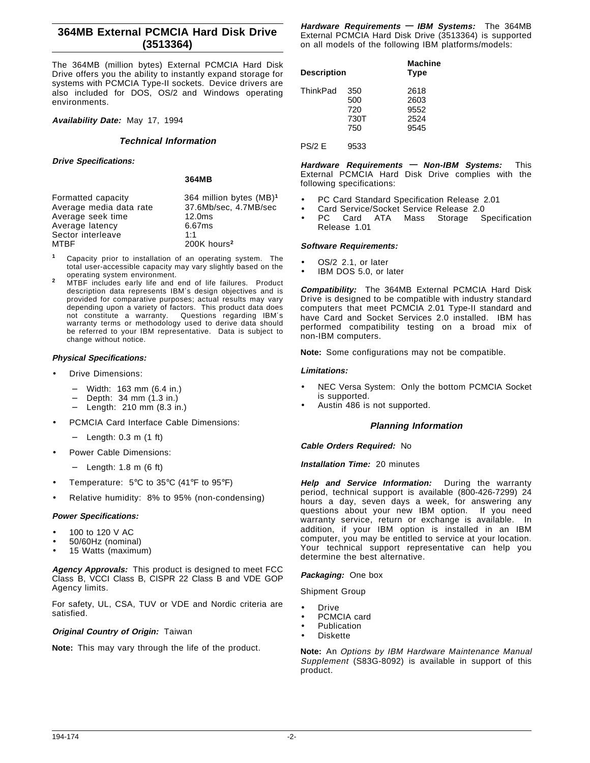## 364MB External PCMCIA Hard Disk Drive (3513364)

The 364MB (million bytes) External PCMCIA Hard Disk Drive offers you the ability to instantly expand storage for systems with PCMCIA Type-II sockets. Device drivers are also included for DOS, OS/2 and Windows operating environments.

***Availability Date:*** May 17, 1994

### *Technical Information*

***Drive Specifications:***

| | 364MB |
|---|---|
| Formatted capacity | 364 million bytes (MB)[1] |
| Average media data rate | 37.6Mb/sec, 4.7MB/sec |
| Average seek time | 12.0ms |
| Average latency | 6.67ms |
| Sector interleave | 1:1 |
| MTBF | 200K hours[2] |

[1] Capacity prior to installation of an operating system. The total user-accessible capacity may vary slightly based on the operating system environment.

[2] MTBF includes early life and end of life failures. Product description data represents IBM′s design objectives and is provided for comparative purposes; actual results may vary depending upon a variety of factors. This product data does not constitute a warranty. Questions regarding IBM′s warranty terms or methodology used to derive data should be referred to your IBM representative. Data is subject to change without notice.

***Physical Specifications:***

- Drive Dimensions:
  - Width: 163 mm (6.4 in.)
  - Depth: 34 mm (1.3 in.)
  - Length: 210 mm (8.3 in.)
- PCMCIA Card Interface Cable Dimensions:
  - Length: 0.3 m (1 ft)
- Power Cable Dimensions:
  - Length: 1.8 m (6 ft)
- Temperature: 5°C to 35°C (41°F to 95°F)
- Relative humidity: 8% to 95% (non-condensing)

***Power Specifications:***

- 100 to 120 V AC
- 50/60Hz (nominal)
- 15 Watts (maximum)

***Agency Approvals:*** This product is designed to meet FCC Class B, VCCI Class B, CISPR 22 Class B and VDE GOP Agency limits.

For safety, UL, CSA, TUV or VDE and Nordic criteria are satisfied.

***Original Country of Origin:*** Taiwan

**Note:** This may vary through the life of the product.

***Hardware Requirements — IBM Systems:*** The 364MB External PCMCIA Hard Disk Drive (3513364) is supported on all models of the following IBM platforms/models:

| Description | | Machine Type |
|---|---|---|
| ThinkPad | 350 | 2618 |
| | 500 | 2603 |
| | 720 | 9552 |
| | 730T | 2524 |
| | 750 | 9545 |
| PS/2 E | 9533 | |

***Hardware Requirements — Non-IBM Systems:*** This External PCMCIA Hard Disk Drive complies with the following specifications:

- PC Card Standard Specification Release 2.01
- Card Service/Socket Service Release 2.0
- PC Card ATA Mass Storage Specification Release 1.01

***Software Requirements:***

- OS/2 2.1, or later
- IBM DOS 5.0, or later

***Compatibility:*** The 364MB External PCMCIA Hard Disk Drive is designed to be compatible with industry standard computers that meet PCMCIA 2.01 Type-II standard and have Card and Socket Services 2.0 installed. IBM has performed compatibility testing on a broad mix of non-IBM computers.

**Note:** Some configurations may not be compatible.

***Limitations:***

- NEC Versa System: Only the bottom PCMCIA Socket is supported.
- Austin 486 is not supported.

### *Planning Information*

***Cable Orders Required:*** No

***Installation Time:*** 20 minutes

***Help and Service Information:*** During the warranty period, technical support is available (800-426-7299) 24 hours a day, seven days a week, for answering any questions about your new IBM option. If you need warranty service, return or exchange is available. In addition, if your IBM option is installed in an IBM computer, you may be entitled to service at your location. Your technical support representative can help you determine the best alternative.

***Packaging:*** One box

Shipment Group

- Drive
- PCMCIA card
- Publication
- Diskette

**Note:** An *Options by IBM Hardware Maintenance Manual Supplement* (S83G-8092) is available in support of this product.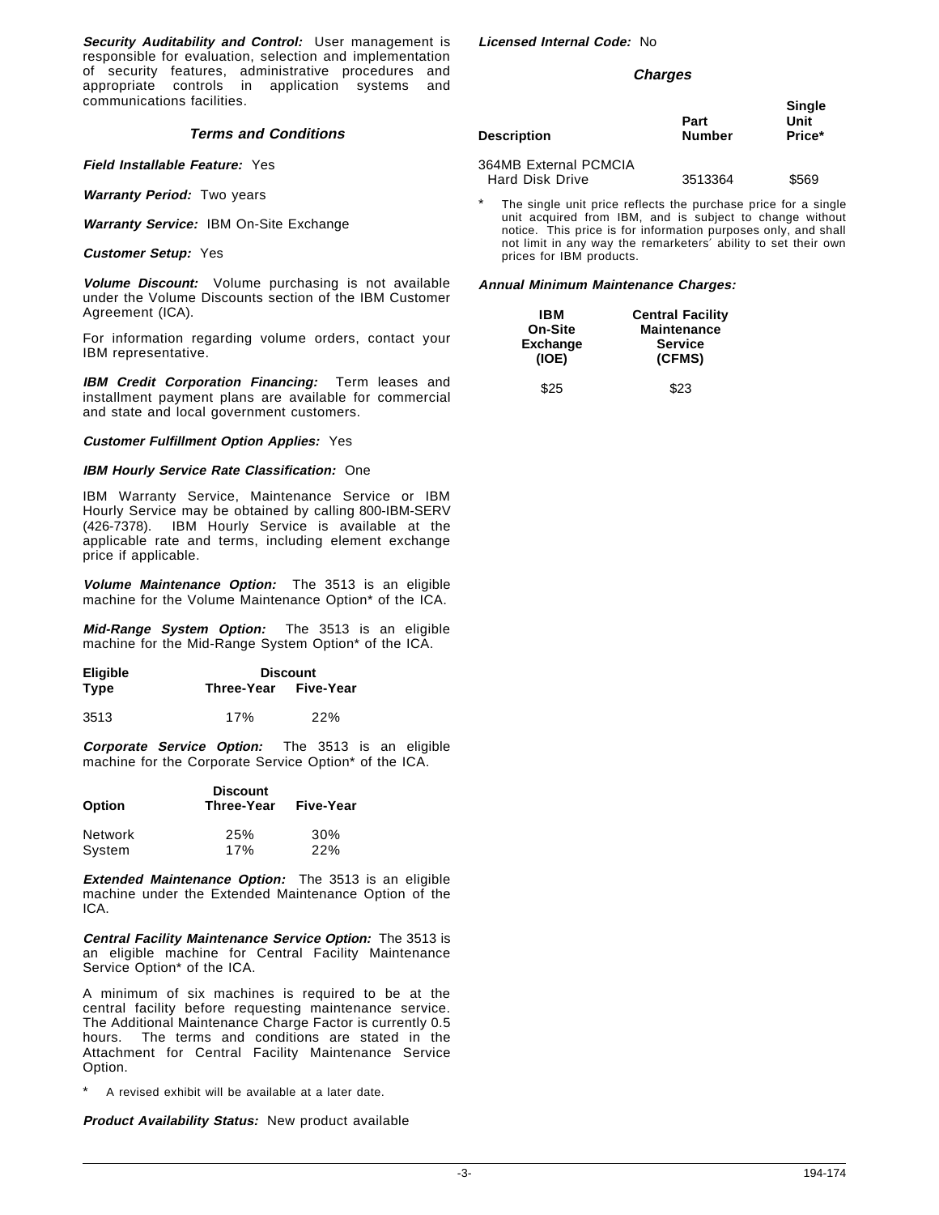***Security Auditability and Control:*** User management is responsible for evaluation, selection and implementation of security features, administrative procedures and appropriate controls in application systems and communications facilities.

## *Terms and Conditions*

***Field Installable Feature:*** Yes

***Warranty Period:*** Two years

***Warranty Service:*** IBM On-Site Exchange

***Customer Setup:*** Yes

***Volume Discount:*** Volume purchasing is not available under the Volume Discounts section of the IBM Customer Agreement (ICA).

For information regarding volume orders, contact your IBM representative.

***IBM Credit Corporation Financing:*** Term leases and installment payment plans are available for commercial and state and local government customers.

***Customer Fulfillment Option Applies:*** Yes

***IBM Hourly Service Rate Classification:*** One

IBM Warranty Service, Maintenance Service or IBM Hourly Service may be obtained by calling 800-IBM-SERV (426-7378). IBM Hourly Service is available at the applicable rate and terms, including element exchange price if applicable.

***Volume Maintenance Option:*** The 3513 is an eligible machine for the Volume Maintenance Option* of the ICA.

***Mid-Range System Option:*** The 3513 is an eligible machine for the Mid-Range System Option* of the ICA.

| Eligible Type | Discount Three-Year | Five-Year |
|---|---|---|
| 3513 | 17% | 22% |

***Corporate Service Option:*** The 3513 is an eligible machine for the Corporate Service Option* of the ICA.

| Option | Discount Three-Year | Five-Year |
|---|---|---|
| Network | 25% | 30% |
| System | 17% | 22% |

***Extended Maintenance Option:*** The 3513 is an eligible machine under the Extended Maintenance Option of the ICA.

***Central Facility Maintenance Service Option:*** The 3513 is an eligible machine for Central Facility Maintenance Service Option* of the ICA.

A minimum of six machines is required to be at the central facility before requesting maintenance service. The Additional Maintenance Charge Factor is currently 0.5 hours. The terms and conditions are stated in the Attachment for Central Facility Maintenance Service Option.

\* A revised exhibit will be available at a later date.

***Product Availability Status:*** New product available

***Licensed Internal Code:*** No

## *Charges*

| Description | Part Number | Single Unit Price* |
|---|---|---|
| 364MB External PCMCIA Hard Disk Drive | 3513364 | $569 |

\* The single unit price reflects the purchase price for a single unit acquired from IBM, and is subject to change without notice. This price is for information purposes only, and shall not limit in any way the remarketers′ ability to set their own prices for IBM products.

***Annual Minimum Maintenance Charges:***

| IBM On-Site Exchange (IOE) | Central Facility Maintenance Service (CFMS) |
|---|---|
| $25 | $23 |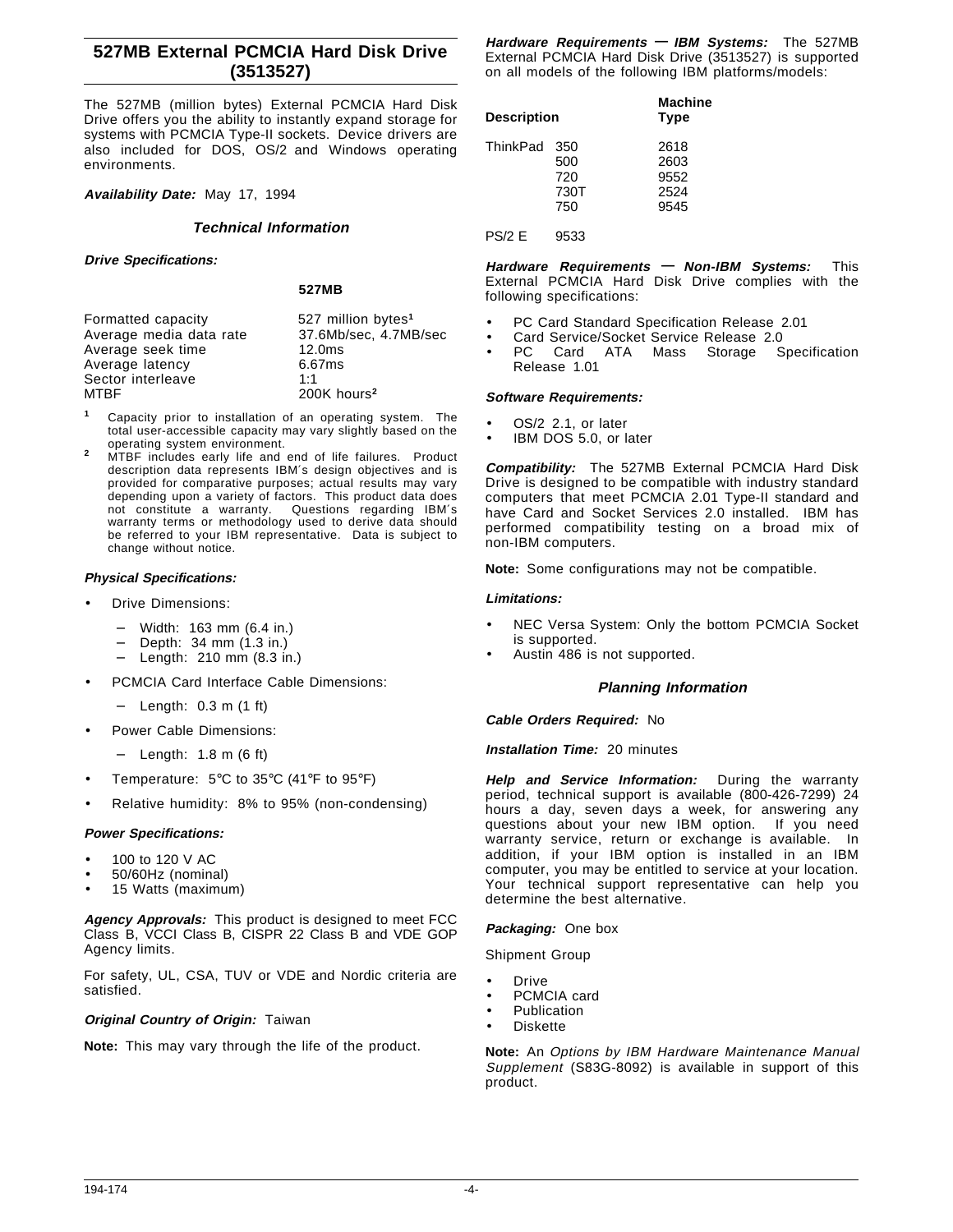## 527MB External PCMCIA Hard Disk Drive (3513527)

The 527MB (million bytes) External PCMCIA Hard Disk Drive offers you the ability to instantly expand storage for systems with PCMCIA Type-II sockets. Device drivers are also included for DOS, OS/2 and Windows operating environments.

***Availability Date:*** May 17, 1994

### *Technical Information*

***Drive Specifications:***

| | 527MB |
|---|---|
| Formatted capacity | 527 million bytes[1] |
| Average media data rate | 37.6Mb/sec, 4.7MB/sec |
| Average seek time | 12.0ms |
| Average latency | 6.67ms |
| Sector interleave | 1:1 |
| MTBF | 200K hours[2] |

[1] Capacity prior to installation of an operating system. The total user-accessible capacity may vary slightly based on the operating system environment.

[2] MTBF includes early life and end of life failures. Product description data represents IBM's design objectives and is provided for comparative purposes; actual results may vary depending upon a variety of factors. This product data does not constitute a warranty. Questions regarding IBM's warranty terms or methodology used to derive data should be referred to your IBM representative. Data is subject to change without notice.

***Physical Specifications:***

- Drive Dimensions:
  - Width: 163 mm (6.4 in.)
  - Depth: 34 mm (1.3 in.)
  - Length: 210 mm (8.3 in.)
- PCMCIA Card Interface Cable Dimensions:
  - Length: 0.3 m (1 ft)
- Power Cable Dimensions:
  - Length: 1.8 m (6 ft)
- Temperature: 5°C to 35°C (41°F to 95°F)
- Relative humidity: 8% to 95% (non-condensing)

***Power Specifications:***

- 100 to 120 V AC
- 50/60Hz (nominal)
- 15 Watts (maximum)

***Agency Approvals:*** This product is designed to meet FCC Class B, VCCI Class B, CISPR 22 Class B and VDE GOP Agency limits.

For safety, UL, CSA, TUV or VDE and Nordic criteria are satisfied.

***Original Country of Origin:*** Taiwan

**Note:** This may vary through the life of the product.

***Hardware Requirements — IBM Systems:*** The 527MB External PCMCIA Hard Disk Drive (3513527) is supported on all models of the following IBM platforms/models:

| Description | | Machine Type |
|---|---|---|
| ThinkPad | 350 | 2618 |
| | 500 | 2603 |
| | 720 | 9552 |
| | 730T | 2524 |
| | 750 | 9545 |
| PS/2 E | 9533 | |

***Hardware Requirements — Non-IBM Systems:*** This External PCMCIA Hard Disk Drive complies with the following specifications:

- PC Card Standard Specification Release 2.01
- Card Service/Socket Service Release 2.0
- PC Card ATA Mass Storage Specification Release 1.01

***Software Requirements:***

- OS/2 2.1, or later
- IBM DOS 5.0, or later

***Compatibility:*** The 527MB External PCMCIA Hard Disk Drive is designed to be compatible with industry standard computers that meet PCMCIA 2.01 Type-II standard and have Card and Socket Services 2.0 installed. IBM has performed compatibility testing on a broad mix of non-IBM computers.

**Note:** Some configurations may not be compatible.

***Limitations:***

- NEC Versa System: Only the bottom PCMCIA Socket is supported.
- Austin 486 is not supported.

### *Planning Information*

***Cable Orders Required:*** No

***Installation Time:*** 20 minutes

***Help and Service Information:*** During the warranty period, technical support is available (800-426-7299) 24 hours a day, seven days a week, for answering any questions about your new IBM option. If you need warranty service, return or exchange is available. In addition, if your IBM option is installed in an IBM computer, you may be entitled to service at your location. Your technical support representative can help you determine the best alternative.

***Packaging:*** One box

Shipment Group

- Drive
- PCMCIA card
- Publication
- Diskette

**Note:** An *Options by IBM Hardware Maintenance Manual Supplement* (S83G-8092) is available in support of this product.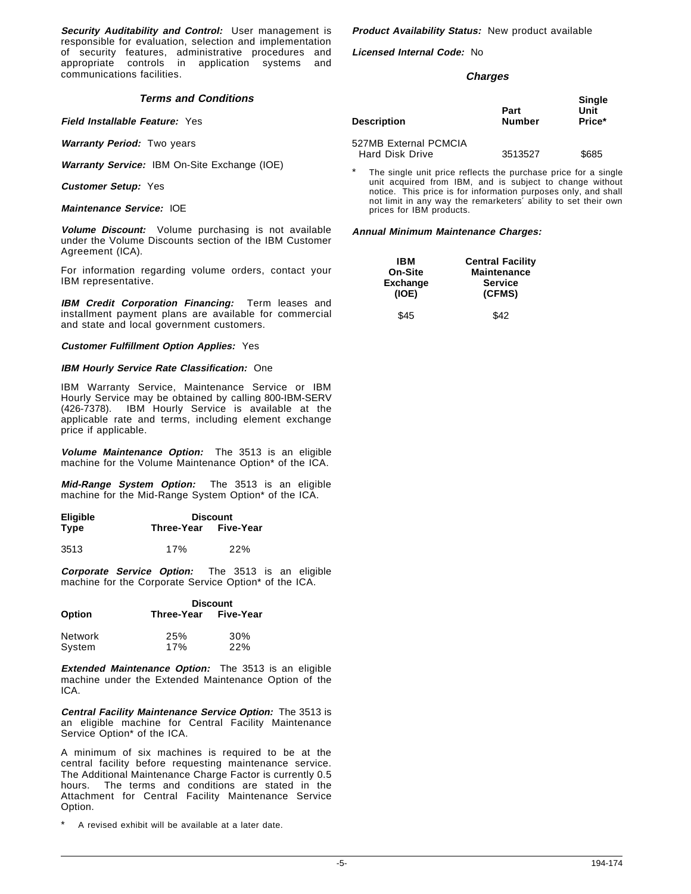***Security Auditability and Control:*** User management is responsible for evaluation, selection and implementation of security features, administrative procedures and appropriate controls in application systems and communications facilities.

## Terms and Conditions

***Field Installable Feature:*** Yes

***Warranty Period:*** Two years

***Warranty Service:*** IBM On-Site Exchange (IOE)

***Customer Setup:*** Yes

***Maintenance Service:*** IOE

***Volume Discount:*** Volume purchasing is not available under the Volume Discounts section of the IBM Customer Agreement (ICA).

For information regarding volume orders, contact your IBM representative.

***IBM Credit Corporation Financing:*** Term leases and installment payment plans are available for commercial and state and local government customers.

***Customer Fulfillment Option Applies:*** Yes

***IBM Hourly Service Rate Classification:*** One

IBM Warranty Service, Maintenance Service or IBM Hourly Service may be obtained by calling 800-IBM-SERV (426-7378). IBM Hourly Service is available at the applicable rate and terms, including element exchange price if applicable.

***Volume Maintenance Option:*** The 3513 is an eligible machine for the Volume Maintenance Option* of the ICA.

***Mid-Range System Option:*** The 3513 is an eligible machine for the Mid-Range System Option* of the ICA.

| Eligible Type | Discount Three-Year | Five-Year |
|---|---|---|
| 3513 | 17% | 22% |

***Corporate Service Option:*** The 3513 is an eligible machine for the Corporate Service Option* of the ICA.

| Option | Discount Three-Year | Five-Year |
|---|---|---|
| Network | 25% | 30% |
| System | 17% | 22% |

***Extended Maintenance Option:*** The 3513 is an eligible machine under the Extended Maintenance Option of the ICA.

***Central Facility Maintenance Service Option:*** The 3513 is an eligible machine for Central Facility Maintenance Service Option* of the ICA.

A minimum of six machines is required to be at the central facility before requesting maintenance service. The Additional Maintenance Charge Factor is currently 0.5 hours. The terms and conditions are stated in the Attachment for Central Facility Maintenance Service Option.

\* A revised exhibit will be available at a later date.

***Product Availability Status:*** New product available

***Licensed Internal Code:*** No

## Charges

| Description | Part Number | Single Unit Price* |
|---|---|---|
| 527MB External PCMCIA Hard Disk Drive | 3513527 | $685 |

\* The single unit price reflects the purchase price for a single unit acquired from IBM, and is subject to change without notice. This price is for information purposes only, and shall not limit in any way the remarketers' ability to set their own prices for IBM products.

***Annual Minimum Maintenance Charges:***

| IBM On-Site Exchange (IOE) | Central Facility Maintenance Service (CFMS) |
|---|---|
| $45 | $42 |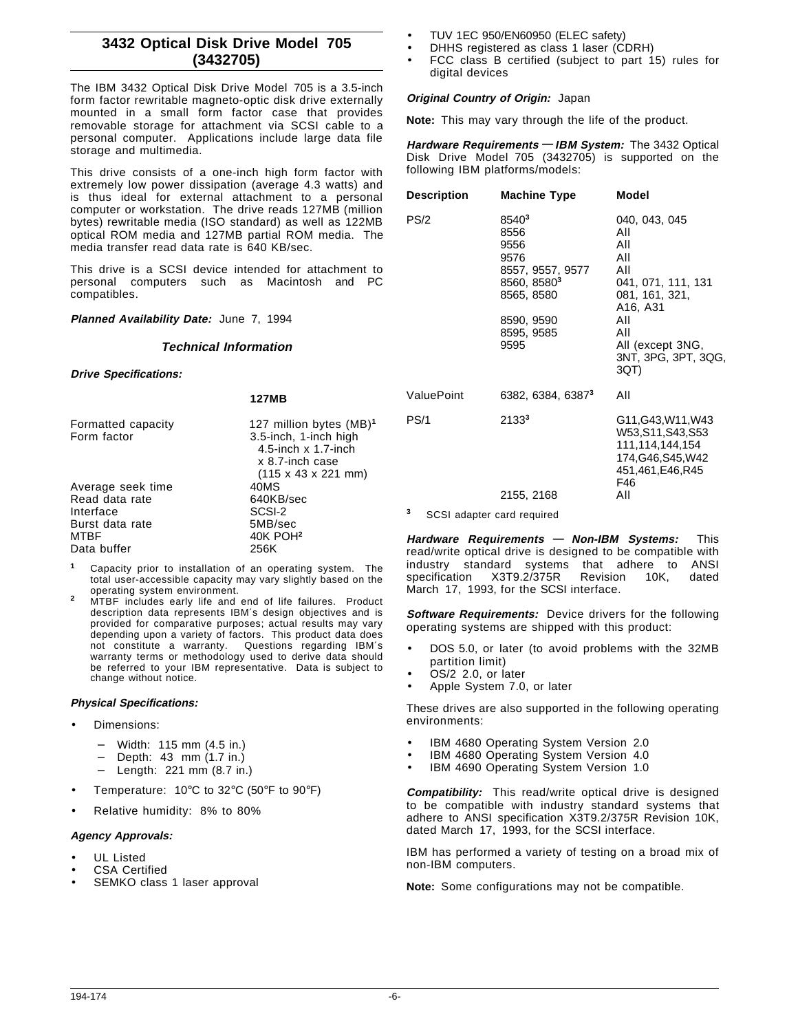## 3432 Optical Disk Drive Model 705 (3432705)

The IBM 3432 Optical Disk Drive Model 705 is a 3.5-inch form factor rewritable magneto-optic disk drive externally mounted in a small form factor case that provides removable storage for attachment via SCSI cable to a personal computer. Applications include large data file storage and multimedia.

This drive consists of a one-inch high form factor with extremely low power dissipation (average 4.3 watts) and is thus ideal for external attachment to a personal computer or workstation. The drive reads 127MB (million bytes) rewritable media (ISO standard) as well as 122MB optical ROM media and 127MB partial ROM media. The media transfer read data rate is 640 KB/sec.

This drive is a SCSI device intended for attachment to personal computers such as Macintosh and PC compatibles.

***Planned Availability Date:*** June 7, 1994

### *Technical Information*

***Drive Specifications:***

| | 127MB |
|---|---|
| Formatted capacity | 127 million bytes (MB)[1] |
| Form factor | 3.5-inch, 1-inch high 4.5-inch x 1.7-inch x 8.7-inch case (115 x 43 x 221 mm) |
| Average seek time | 40MS |
| Read data rate | 640KB/sec |
| Interface | SCSI-2 |
| Burst data rate | 5MB/sec |
| MTBF | 40K POH[2] |
| Data buffer | 256K |

[1] Capacity prior to installation of an operating system. The total user-accessible capacity may vary slightly based on the operating system environment.

[2] MTBF includes early life and end of life failures. Product description data represents IBM's design objectives and is provided for comparative purposes; actual results may vary depending upon a variety of factors. This product data does not constitute a warranty. Questions regarding IBM's warranty terms or methodology used to derive data should be referred to your IBM representative. Data is subject to change without notice.

***Physical Specifications:***

- Dimensions:
  - Width: 115 mm (4.5 in.)
  - Depth: 43 mm (1.7 in.)
  - Length: 221 mm (8.7 in.)
- Temperature: 10°C to 32°C (50°F to 90°F)
- Relative humidity: 8% to 80%

***Agency Approvals:***

- UL Listed
- CSA Certified
- SEMKO class 1 laser approval
- TUV 1EC 950/EN60950 (ELEC safety)
- DHHS registered as class 1 laser (CDRH)
- FCC class B certified (subject to part 15) rules for digital devices

***Original Country of Origin:*** Japan

**Note:** This may vary through the life of the product.

***Hardware Requirements — IBM System:*** The 3432 Optical Disk Drive Model 705 (3432705) is supported on the following IBM platforms/models:

| Description | Machine Type | Model |
|---|---|---|
| PS/2 | 8540[3] | 040, 043, 045 |
| | 8556 | All |
| | 9556 | All |
| | 9576 | All |
| | 8557, 9557, 9577 | All |
| | 8560, 8580[3] | 041, 071, 111, 131 |
| | 8565, 8580 | 081, 161, 321, A16, A31 |
| | 8590, 9590 | All |
| | 8595, 9585 | All |
| | 9595 | All (except 3NG, 3NT, 3PG, 3PT, 3QG, 3QT) |
| ValuePoint | 6382, 6384, 6387[3] | All |
| PS/1 | 2133[3] | G11,G43,W11,W43 W53,S11,S43,S53 111,114,144,154 174,G46,S45,W42 451,461,E46,R45 F46 |
| | 2155, 2168 | All |

[3] SCSI adapter card required

***Hardware Requirements — Non-IBM Systems:*** This read/write optical drive is designed to be compatible with industry standard systems that adhere to ANSI specification X3T9.2/375R Revision 10K, dated March 17, 1993, for the SCSI interface.

***Software Requirements:*** Device drivers for the following operating systems are shipped with this product:

- DOS 5.0, or later (to avoid problems with the 32MB partition limit)
- OS/2 2.0, or later
- Apple System 7.0, or later

These drives are also supported in the following operating environments:

- IBM 4680 Operating System Version 2.0
- IBM 4680 Operating System Version 4.0
- IBM 4690 Operating System Version 1.0

***Compatibility:*** This read/write optical drive is designed to be compatible with industry standard systems that adhere to ANSI specification X3T9.2/375R Revision 10K, dated March 17, 1993, for the SCSI interface.

IBM has performed a variety of testing on a broad mix of non-IBM computers.

**Note:** Some configurations may not be compatible.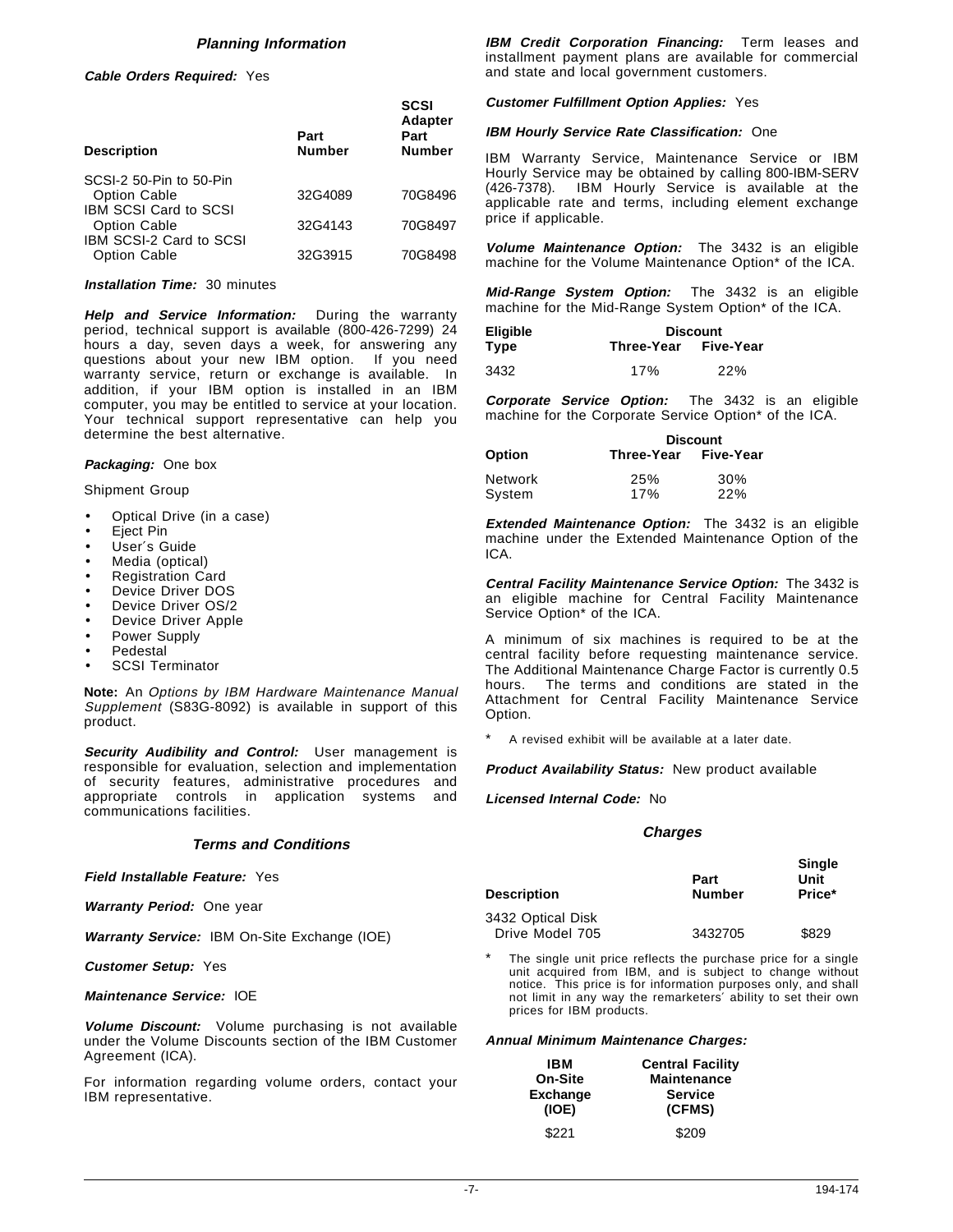### Planning Information

***Cable Orders Required:*** Yes

| Description | Part Number | SCSI Adapter Part Number |
|---|---|---|
| SCSI-2 50-Pin to 50-Pin Option Cable | 32G4089 | 70G8496 |
| IBM SCSI Card to SCSI Option Cable | 32G4143 | 70G8497 |
| IBM SCSI-2 Card to SCSI Option Cable | 32G3915 | 70G8498 |

***Installation Time:*** 30 minutes

***Help and Service Information:*** During the warranty period, technical support is available (800-426-7299) 24 hours a day, seven days a week, for answering any questions about your new IBM option. If you need warranty service, return or exchange is available. In addition, if your IBM option is installed in an IBM computer, you may be entitled to service at your location. Your technical support representative can help you determine the best alternative.

***Packaging:*** One box

Shipment Group

- Optical Drive (in a case)
- Eject Pin
- User´s Guide
- Media (optical)
- Registration Card
- Device Driver DOS
- Device Driver OS/2
- Device Driver Apple
- Power Supply
- Pedestal
- SCSI Terminator

**Note:** An *Options by IBM Hardware Maintenance Manual Supplement* (S83G-8092) is available in support of this product.

***Security Audibility and Control:*** User management is responsible for evaluation, selection and implementation of security features, administrative procedures and appropriate controls in application systems and communications facilities.

### Terms and Conditions

***Field Installable Feature:*** Yes

***Warranty Period:*** One year

***Warranty Service:*** IBM On-Site Exchange (IOE)

***Customer Setup:*** Yes

***Maintenance Service:*** IOE

***Volume Discount:*** Volume purchasing is not available under the Volume Discounts section of the IBM Customer Agreement (ICA).

For information regarding volume orders, contact your IBM representative.

***IBM Credit Corporation Financing:*** Term leases and installment payment plans are available for commercial and state and local government customers.

***Customer Fulfillment Option Applies:*** Yes

***IBM Hourly Service Rate Classification:*** One

IBM Warranty Service, Maintenance Service or IBM Hourly Service may be obtained by calling 800-IBM-SERV (426-7378). IBM Hourly Service is available at the applicable rate and terms, including element exchange price if applicable.

***Volume Maintenance Option:*** The 3432 is an eligible machine for the Volume Maintenance Option* of the ICA.

***Mid-Range System Option:*** The 3432 is an eligible machine for the Mid-Range System Option* of the ICA.

| Eligible | Discount | |
|---|---|---|
| Type | Three-Year | Five-Year |
| 3432 | 17% | 22% |

***Corporate Service Option:*** The 3432 is an eligible machine for the Corporate Service Option* of the ICA.

| | Discount | |
|---|---|---|
| Option | Three-Year | Five-Year |
| Network | 25% | 30% |
| System | 17% | 22% |

***Extended Maintenance Option:*** The 3432 is an eligible machine under the Extended Maintenance Option of the ICA.

***Central Facility Maintenance Service Option:*** The 3432 is an eligible machine for Central Facility Maintenance Service Option* of the ICA.

A minimum of six machines is required to be at the central facility before requesting maintenance service. The Additional Maintenance Charge Factor is currently 0.5 hours. The terms and conditions are stated in the Attachment for Central Facility Maintenance Service Option.

\* A revised exhibit will be available at a later date.

***Product Availability Status:*** New product available

***Licensed Internal Code:*** No

### Charges

| Description | Part Number | Single Unit Price* |
|---|---|---|
| 3432 Optical Disk Drive Model 705 | 3432705 | $829 |

\* The single unit price reflects the purchase price for a single unit acquired from IBM, and is subject to change without notice. This price is for information purposes only, and shall not limit in any way the remarketers´ ability to set their own prices for IBM products.

***Annual Minimum Maintenance Charges:***

| IBM On-Site Exchange (IOE) | Central Facility Maintenance Service (CFMS) |
|---|---|
| $221 | $209 |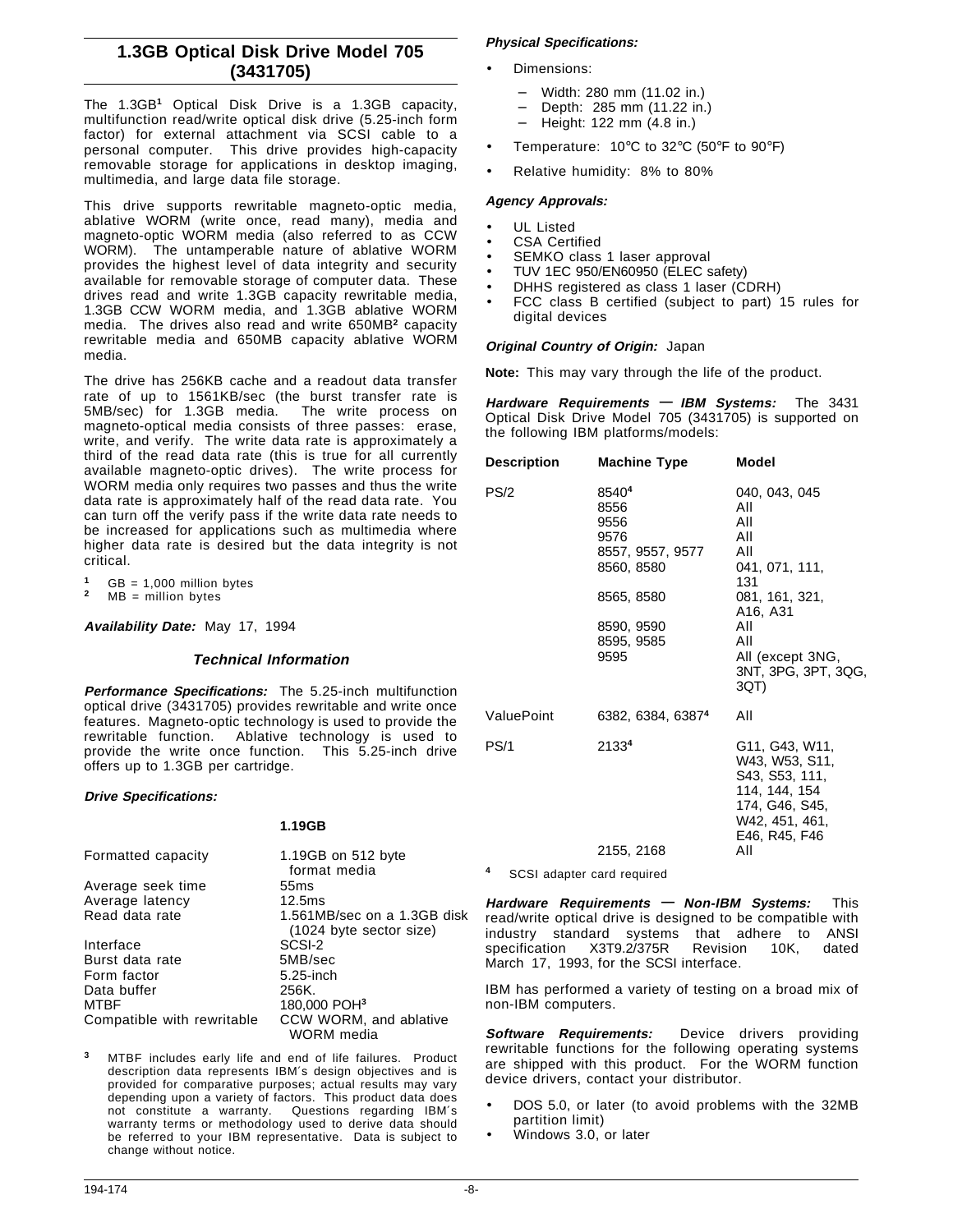## 1.3GB Optical Disk Drive Model 705 (3431705)

The 1.3GB[1] Optical Disk Drive is a 1.3GB capacity, multifunction read/write optical disk drive (5.25-inch form factor) for external attachment via SCSI cable to a personal computer. This drive provides high-capacity removable storage for applications in desktop imaging, multimedia, and large data file storage.

This drive supports rewritable magneto-optic media, ablative WORM (write once, read many), media and magneto-optic WORM media (also referred to as CCW WORM). The untamperable nature of ablative WORM provides the highest level of data integrity and security available for removable storage of computer data. These drives read and write 1.3GB capacity rewritable media, 1.3GB CCW WORM media, and 1.3GB ablative WORM media. The drives also read and write 650MB[2] capacity rewritable media and 650MB capacity ablative WORM media.

The drive has 256KB cache and a readout data transfer rate of up to 1561KB/sec (the burst transfer rate is 5MB/sec) for 1.3GB media. The write process on magneto-optical media consists of three passes: erase, write, and verify. The write data rate is approximately a third of the read data rate (this is true for all currently available magneto-optic drives). The write process for WORM media only requires two passes and thus the write data rate is approximately half of the read data rate. You can turn off the verify pass if the write data rate needs to be increased for applications such as multimedia where higher data rate is desired but the data integrity is not critical.

[1] GB = 1,000 million bytes
[2] MB = million bytes

***Availability Date:*** May 17, 1994

### Technical Information

***Performance Specifications:*** The 5.25-inch multifunction optical drive (3431705) provides rewritable and write once features. Magneto-optic technology is used to provide the rewritable function. Ablative technology is used to provide the write once function. This 5.25-inch drive offers up to 1.3GB per cartridge.

***Drive Specifications:***

| | **1.19GB** |
|---|---|
| Formatted capacity | 1.19GB on 512 byte format media |
| Average seek time | 55ms |
| Average latency | 12.5ms |
| Read data rate | 1.561MB/sec on a 1.3GB disk (1024 byte sector size) |
| Interface | SCSI-2 |
| Burst data rate | 5MB/sec |
| Form factor | 5.25-inch |
| Data buffer | 256K. |
| MTBF | 180,000 POH[3] |
| Compatible with rewritable | CCW WORM, and ablative WORM media |

[3] MTBF includes early life and end of life failures. Product description data represents IBM's design objectives and is provided for comparative purposes; actual results may vary depending upon a variety of factors. This product data does not constitute a warranty. Questions regarding IBM's warranty terms or methodology used to derive data should be referred to your IBM representative. Data is subject to change without notice.

***Physical Specifications:***

- Dimensions:
  - Width: 280 mm (11.02 in.)
  - Depth: 285 mm (11.22 in.)
  - Height: 122 mm (4.8 in.)
- Temperature: 10°C to 32°C (50°F to 90°F)
- Relative humidity: 8% to 80%

***Agency Approvals:***

- UL Listed
- CSA Certified
- SEMKO class 1 laser approval
- TUV 1EC 950/EN60950 (ELEC safety)
- DHHS registered as class 1 laser (CDRH)
- FCC class B certified (subject to part) 15 rules for digital devices

***Original Country of Origin:*** Japan

**Note:** This may vary through the life of the product.

***Hardware Requirements — IBM Systems:*** The 3431 Optical Disk Drive Model 705 (3431705) is supported on the following IBM platforms/models:

| Description | Machine Type | Model |
|---|---|---|
| PS/2 | 8540[4] | 040, 043, 045 |
| | 8556 | All |
| | 9556 | All |
| | 9576 | All |
| | 8557, 9557, 9577 | All |
| | 8560, 8580 | 041, 071, 111, 131 |
| | 8565, 8580 | 081, 161, 321, A16, A31 |
| | 8590, 9590 | All |
| | 8595, 9585 | All |
| | 9595 | All (except 3NG, 3NT, 3PG, 3PT, 3QG, 3QT) |
| ValuePoint | 6382, 6384, 6387[4] | All |
| PS/1 | 2133[4] | G11, G43, W11, W43, W53, S11, S43, S53, 111, 114, 144, 154 174, G46, S45, W42, 451, 461, E46, R45, F46 |
| | 2155, 2168 | All |

[4] SCSI adapter card required

***Hardware Requirements — Non-IBM Systems:*** This read/write optical drive is designed to be compatible with industry standard systems that adhere to ANSI specification X3T9.2/375R Revision 10K, dated March 17, 1993, for the SCSI interface.

IBM has performed a variety of testing on a broad mix of non-IBM computers.

***Software Requirements:*** Device drivers providing rewritable functions for the following operating systems are shipped with this product. For the WORM function device drivers, contact your distributor.

- DOS 5.0, or later (to avoid problems with the 32MB partition limit)
- Windows 3.0, or later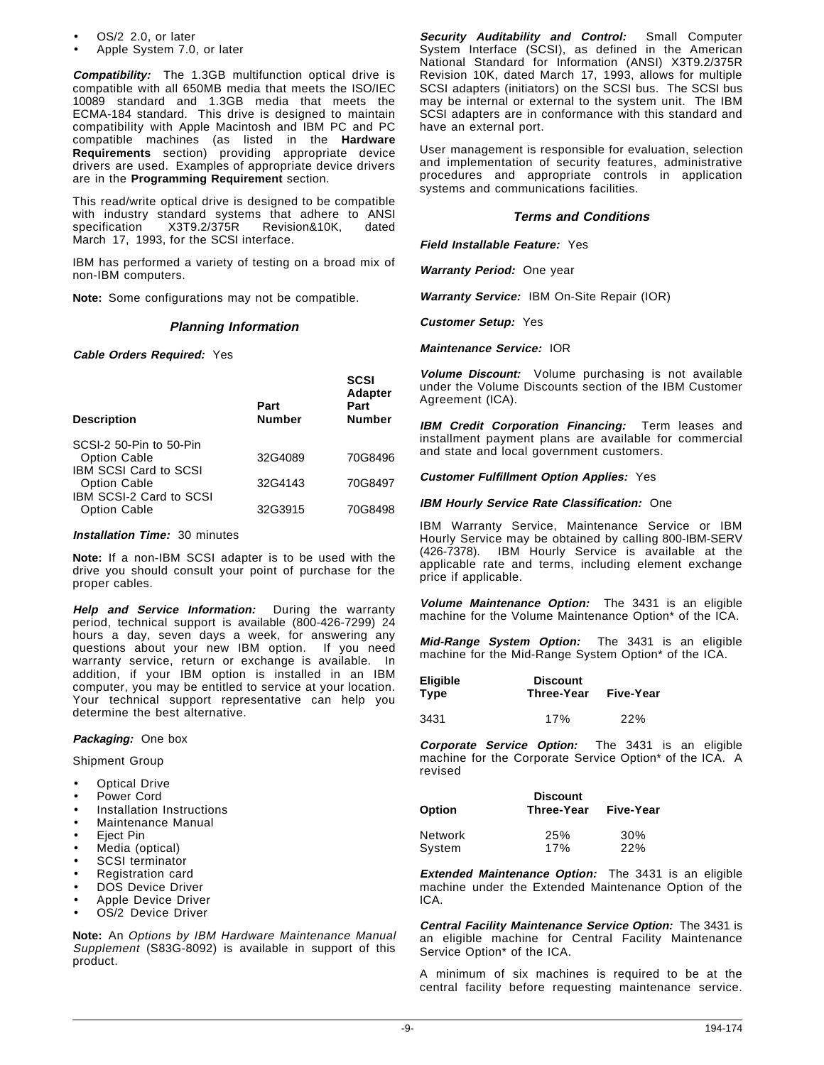- OS/2 2.0, or later
- Apple System 7.0, or later

***Compatibility:*** The 1.3GB multifunction optical drive is compatible with all 650MB media that meets the ISO/IEC 10089 standard and 1.3GB media that meets the ECMA-184 standard. This drive is designed to maintain compatibility with Apple Macintosh and IBM PC and PC compatible machines (as listed in the **Hardware Requirements** section) providing appropriate device drivers are used. Examples of appropriate device drivers are in the **Programming Requirement** section.

This read/write optical drive is designed to be compatible with industry standard systems that adhere to ANSI specification X3T9.2/375R Revision&10K, dated March 17, 1993, for the SCSI interface.

IBM has performed a variety of testing on a broad mix of non-IBM computers.

**Note:** Some configurations may not be compatible.

## *Planning Information*

***Cable Orders Required:*** Yes

| Description | Part Number | SCSI Adapter Part Number |
|---|---|---|
| SCSI-2 50-Pin to 50-Pin Option Cable | 32G4089 | 70G8496 |
| IBM SCSI Card to SCSI Option Cable | 32G4143 | 70G8497 |
| IBM SCSI-2 Card to SCSI Option Cable | 32G3915 | 70G8498 |

***Installation Time:*** 30 minutes

**Note:** If a non-IBM SCSI adapter is to be used with the drive you should consult your point of purchase for the proper cables.

***Help and Service Information:*** During the warranty period, technical support is available (800-426-7299) 24 hours a day, seven days a week, for answering any questions about your new IBM option. If you need warranty service, return or exchange is available. In addition, if your IBM option is installed in an IBM computer, you may be entitled to service at your location. Your technical support representative can help you determine the best alternative.

***Packaging:*** One box

Shipment Group

- Optical Drive
- Power Cord
- Installation Instructions
- Maintenance Manual
- Eject Pin
- Media (optical)
- SCSI terminator
- Registration card
- DOS Device Driver
- Apple Device Driver
- OS/2 Device Driver

**Note:** An *Options by IBM Hardware Maintenance Manual Supplement* (S83G-8092) is available in support of this product.

***Security Auditability and Control:*** Small Computer System Interface (SCSI), as defined in the American National Standard for Information (ANSI) X3T9.2/375R Revision 10K, dated March 17, 1993, allows for multiple SCSI adapters (initiators) on the SCSI bus. The SCSI bus may be internal or external to the system unit. The IBM SCSI adapters are in conformance with this standard and have an external port.

User management is responsible for evaluation, selection and implementation of security features, administrative procedures and appropriate controls in application systems and communications facilities.

## *Terms and Conditions*

***Field Installable Feature:*** Yes

***Warranty Period:*** One year

***Warranty Service:*** IBM On-Site Repair (IOR)

***Customer Setup:*** Yes

***Maintenance Service:*** IOR

***Volume Discount:*** Volume purchasing is not available under the Volume Discounts section of the IBM Customer Agreement (ICA).

***IBM Credit Corporation Financing:*** Term leases and installment payment plans are available for commercial and state and local government customers.

***Customer Fulfillment Option Applies:*** Yes

***IBM Hourly Service Rate Classification:*** One

IBM Warranty Service, Maintenance Service or IBM Hourly Service may be obtained by calling 800-IBM-SERV (426-7378). IBM Hourly Service is available at the applicable rate and terms, including element exchange price if applicable.

***Volume Maintenance Option:*** The 3431 is an eligible machine for the Volume Maintenance Option* of the ICA.

***Mid-Range System Option:*** The 3431 is an eligible machine for the Mid-Range System Option* of the ICA.

| Eligible Type | Discount Three-Year | Five-Year |
|---|---|---|
| 3431 | 17% | 22% |

***Corporate Service Option:*** The 3431 is an eligible machine for the Corporate Service Option* of the ICA. A revised

| Option | Discount Three-Year | Five-Year |
|---|---|---|
| Network | 25% | 30% |
| System | 17% | 22% |

***Extended Maintenance Option:*** The 3431 is an eligible machine under the Extended Maintenance Option of the ICA.

***Central Facility Maintenance Service Option:*** The 3431 is an eligible machine for Central Facility Maintenance Service Option* of the ICA.

A minimum of six machines is required to be at the central facility before requesting maintenance service.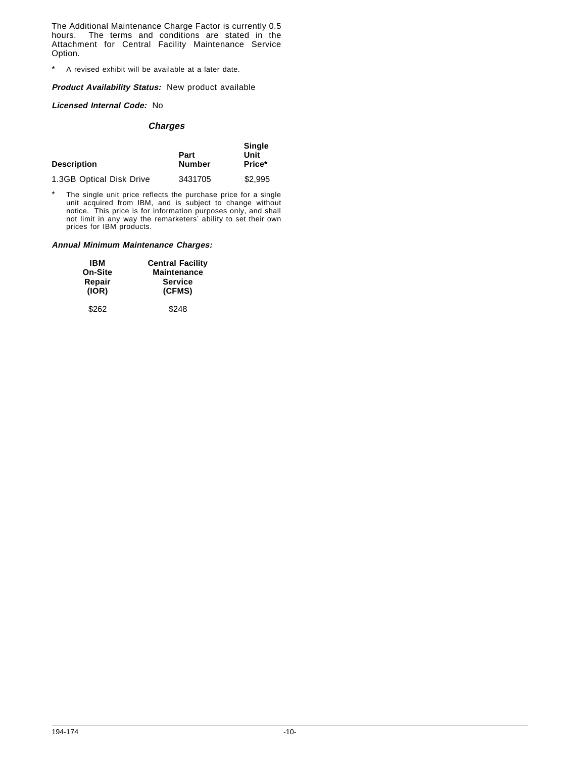The Additional Maintenance Charge Factor is currently 0.5 hours. The terms and conditions are stated in the Attachment for Central Facility Maintenance Service Option.

\* A revised exhibit will be available at a later date.

***Product Availability Status:*** New product available

***Licensed Internal Code:*** No

### *Charges*

| Description | Part Number | Single Unit Price* |
|---|---|---|
| 1.3GB Optical Disk Drive | 3431705 | $2,995 |

\* The single unit price reflects the purchase price for a single unit acquired from IBM, and is subject to change without notice. This price is for information purposes only, and shall not limit in any way the remarketers′ ability to set their own prices for IBM products.

***Annual Minimum Maintenance Charges:***

| IBM On-Site Repair (IOR) | Central Facility Maintenance Service (CFMS) |
|---|---|
| $262 | $248 |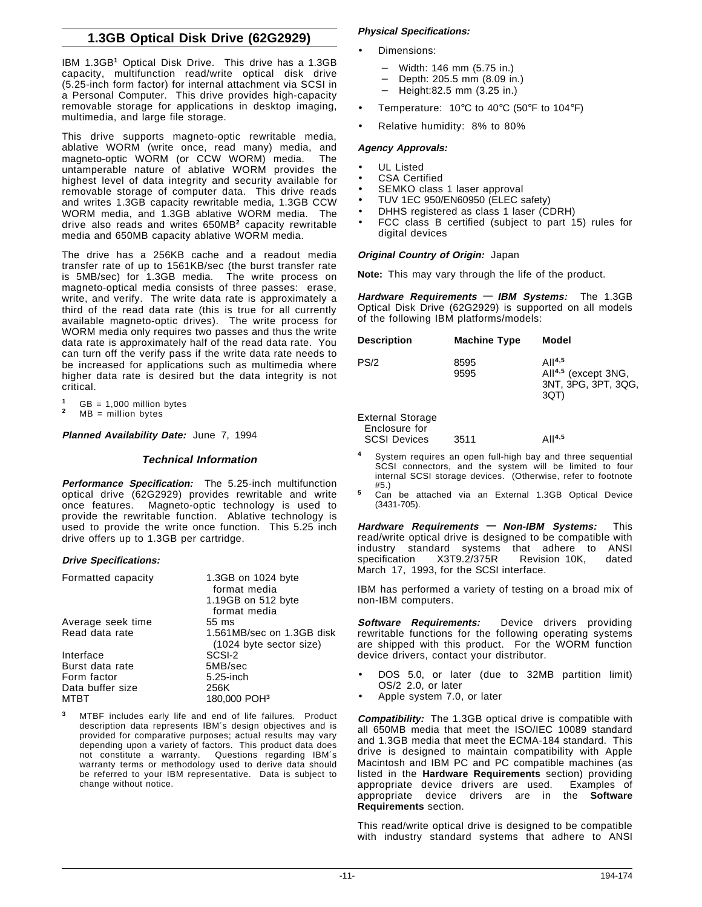## 1.3GB Optical Disk Drive (62G2929)

IBM 1.3GB[1] Optical Disk Drive. This drive has a 1.3GB capacity, multifunction read/write optical disk drive (5.25-inch form factor) for internal attachment via SCSI in a Personal Computer. This drive provides high-capacity removable storage for applications in desktop imaging, multimedia, and large file storage.

This drive supports magneto-optic rewritable media, ablative WORM (write once, read many) media, and magneto-optic WORM (or CCW WORM) media. The untamperable nature of ablative WORM provides the highest level of data integrity and security available for removable storage of computer data. This drive reads and writes 1.3GB capacity rewritable media, 1.3GB CCW WORM media, and 1.3GB ablative WORM media. The drive also reads and writes 650MB[2] capacity rewritable media and 650MB capacity ablative WORM media.

The drive has a 256KB cache and a readout media transfer rate of up to 1561KB/sec (the burst transfer rate is 5MB/sec) for 1.3GB media. The write process on magneto-optical media consists of three passes: erase, write, and verify. The write data rate is approximately a third of the read data rate (this is true for all currently available magneto-optic drives). The write process for WORM media only requires two passes and thus the write data rate is approximately half of the read data rate. You can turn off the verify pass if the write data rate needs to be increased for applications such as multimedia where higher data rate is desired but the data integrity is not critical.

[1] GB = 1,000 million bytes
[2] MB = million bytes

***Planned Availability Date:*** June 7, 1994

### Technical Information

***Performance Specification:*** The 5.25-inch multifunction optical drive (62G2929) provides rewritable and write once features. Magneto-optic technology is used to provide the rewritable function. Ablative technology is used to provide the write once function. This 5.25 inch drive offers up to 1.3GB per cartridge.

***Drive Specifications:***

| | |
|---|---|
| Formatted capacity | 1.3GB on 1024 byte format media<br>1.19GB on 512 byte format media |
| Average seek time | 55 ms |
| Read data rate | 1.561MB/sec on 1.3GB disk (1024 byte sector size) |
| Interface | SCSI-2 |
| Burst data rate | 5MB/sec |
| Form factor | 5.25-inch |
| Data buffer size | 256K |
| MTBT | 180,000 POH[3] |

[3] MTBF includes early life and end of life failures. Product description data represents IBM's design objectives and is provided for comparative purposes; actual results may vary depending upon a variety of factors. This product data does not constitute a warranty. Questions regarding IBM's warranty terms or methodology used to derive data should be referred to your IBM representative. Data is subject to change without notice.

***Physical Specifications:***

- Dimensions:
  - Width: 146 mm (5.75 in.)
  - Depth: 205.5 mm (8.09 in.)
  - Height:82.5 mm (3.25 in.)
- Temperature: 10°C to 40°C (50°F to 104°F)
- Relative humidity: 8% to 80%

***Agency Approvals:***

- UL Listed
- CSA Certified
- SEMKO class 1 laser approval
- TUV 1EC 950/EN60950 (ELEC safety)
- DHHS registered as class 1 laser (CDRH)
- FCC class B certified (subject to part 15) rules for digital devices

***Original Country of Origin:*** Japan

**Note:** This may vary through the life of the product.

***Hardware Requirements — IBM Systems:*** The 1.3GB Optical Disk Drive (62G2929) is supported on all models of the following IBM platforms/models:

| Description | Machine Type | Model |
|---|---|---|
| PS/2 | 8595 | All[4,5] |
| | 9595 | All[4,5] (except 3NG, 3NT, 3PG, 3PT, 3QG, 3QT) |
| External Storage Enclosure for SCSI Devices | 3511 | All[4,5] |

[4] System requires an open full-high bay and three sequential SCSI connectors, and the system will be limited to four internal SCSI storage devices. (Otherwise, refer to footnote #5.)
[5] Can be attached via an External 1.3GB Optical Device (3431-705).

***Hardware Requirements — Non-IBM Systems:*** This read/write optical drive is designed to be compatible with industry standard systems that adhere to ANSI specification X3T9.2/375R Revision 10K, dated March 17, 1993, for the SCSI interface.

IBM has performed a variety of testing on a broad mix of non-IBM computers.

***Software Requirements:*** Device drivers providing rewritable functions for the following operating systems are shipped with this product. For the WORM function device drivers, contact your distributor.

- DOS 5.0, or later (due to 32MB partition limit) OS/2 2.0, or later
- Apple system 7.0, or later

***Compatibility:*** The 1.3GB optical drive is compatible with all 650MB media that meet the ISO/IEC 10089 standard and 1.3GB media that meet the ECMA-184 standard. This drive is designed to maintain compatibility with Apple Macintosh and IBM PC and PC compatible machines (as listed in the **Hardware Requirements** section) providing appropriate device drivers are used. Examples of appropriate device drivers are in the **Software Requirements** section.

This read/write optical drive is designed to be compatible with industry standard systems that adhere to ANSI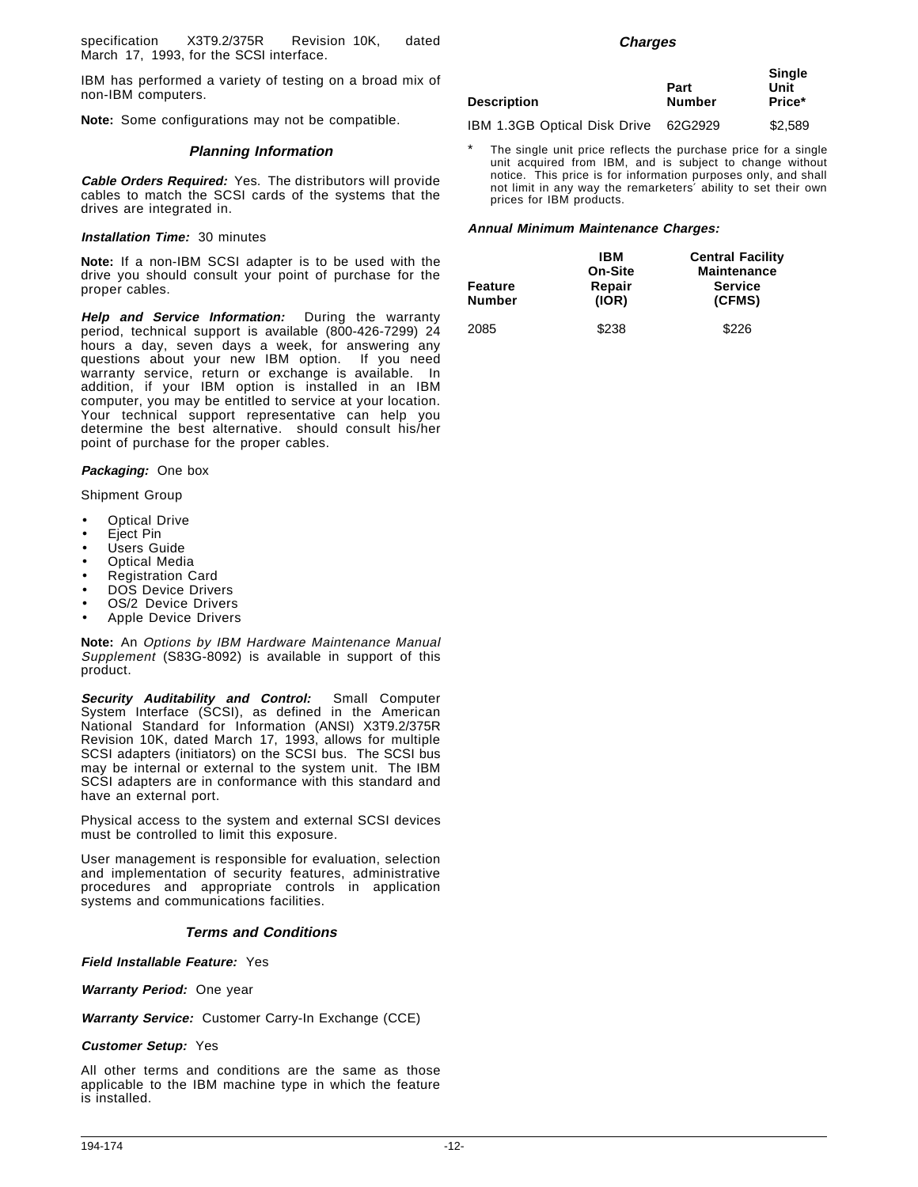specification X3T9.2/375R Revision 10K, dated March 17, 1993, for the SCSI interface.

IBM has performed a variety of testing on a broad mix of non-IBM computers.

**Note:** Some configurations may not be compatible.

### Planning Information

***Cable Orders Required:*** Yes. The distributors will provide cables to match the SCSI cards of the systems that the drives are integrated in.

***Installation Time:*** 30 minutes

**Note:** If a non-IBM SCSI adapter is to be used with the drive you should consult your point of purchase for the proper cables.

***Help and Service Information:*** During the warranty period, technical support is available (800-426-7299) 24 hours a day, seven days a week, for answering any questions about your new IBM option. If you need warranty service, return or exchange is available. In addition, if your IBM option is installed in an IBM computer, you may be entitled to service at your location. Your technical support representative can help you determine the best alternative. should consult his/her point of purchase for the proper cables.

***Packaging:*** One box

Shipment Group

- Optical Drive
- Eject Pin
- Users Guide
- Optical Media
- Registration Card
- DOS Device Drivers
- OS/2 Device Drivers
- Apple Device Drivers

**Note:** An *Options by IBM Hardware Maintenance Manual Supplement* (S83G-8092) is available in support of this product.

***Security Auditability and Control:*** Small Computer System Interface (SCSI), as defined in the American National Standard for Information (ANSI) X3T9.2/375R Revision 10K, dated March 17, 1993, allows for multiple SCSI adapters (initiators) on the SCSI bus. The SCSI bus may be internal or external to the system unit. The IBM SCSI adapters are in conformance with this standard and have an external port.

Physical access to the system and external SCSI devices must be controlled to limit this exposure.

User management is responsible for evaluation, selection and implementation of security features, administrative procedures and appropriate controls in application systems and communications facilities.

### Terms and Conditions

***Field Installable Feature:*** Yes

***Warranty Period:*** One year

***Warranty Service:*** Customer Carry-In Exchange (CCE)

***Customer Setup:*** Yes

All other terms and conditions are the same as those applicable to the IBM machine type in which the feature is installed.

### Charges

| Description | Part Number | Single Unit Price* |
|---|---|---|
| IBM 1.3GB Optical Disk Drive | 62G2929 | $2,589 |

\* The single unit price reflects the purchase price for a single unit acquired from IBM, and is subject to change without notice. This price is for information purposes only, and shall not limit in any way the remarketers' ability to set their own prices for IBM products.

***Annual Minimum Maintenance Charges:***

| Feature Number | IBM On-Site Repair (IOR) | Central Facility Maintenance Service (CFMS) |
|---|---|---|
| 2085 | $238 | $226 |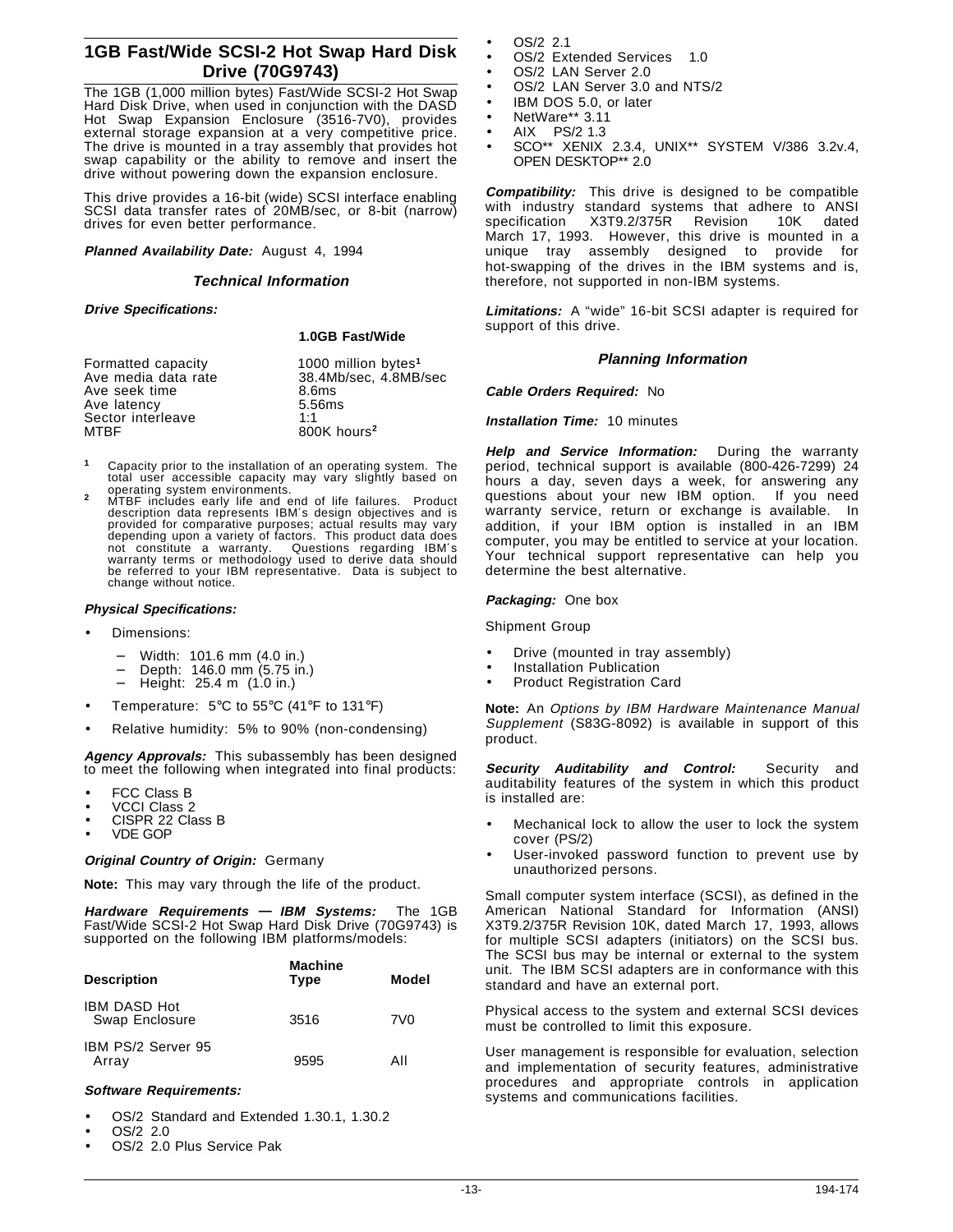## 1GB Fast/Wide SCSI-2 Hot Swap Hard Disk Drive (70G9743)

The 1GB (1,000 million bytes) Fast/Wide SCSI-2 Hot Swap Hard Disk Drive, when used in conjunction with the DASD Hot Swap Expansion Enclosure (3516-7V0), provides external storage expansion at a very competitive price. The drive is mounted in a tray assembly that provides hot swap capability or the ability to remove and insert the drive without powering down the expansion enclosure.

This drive provides a 16-bit (wide) SCSI interface enabling SCSI data transfer rates of 20MB/sec, or 8-bit (narrow) drives for even better performance.

***Planned Availability Date:*** August 4, 1994

### *Technical Information*

***Drive Specifications:***

| | **1.0GB Fast/Wide** |
|---|---|
| Formatted capacity | 1000 million bytes[1] |
| Ave media data rate | 38.4Mb/sec, 4.8MB/sec |
| Ave seek time | 8.6ms |
| Ave latency | 5.56ms |
| Sector interleave | 1:1 |
| MTBF | 800K hours[2] |

[1] Capacity prior to the installation of an operating system. The total user accessible capacity may vary slightly based on operating system environments.

[2] MTBF includes early life and end of life failures. Product description data represents IBM's design objectives and is provided for comparative purposes; actual results may vary depending upon a variety of factors. This product data does not constitute a warranty. Questions regarding IBM's warranty terms or methodology used to derive data should be referred to your IBM representative. Data is subject to change without notice.

***Physical Specifications:***

- Dimensions:
  - Width: 101.6 mm (4.0 in.)
  - Depth: 146.0 mm (5.75 in.)
  - Height: 25.4 m (1.0 in.)
- Temperature: 5°C to 55°C (41°F to 131°F)
- Relative humidity: 5% to 90% (non-condensing)

***Agency Approvals:*** This subassembly has been designed to meet the following when integrated into final products:

- FCC Class B
- VCCI Class 2
- CISPR 22 Class B
- VDE GOP

***Original Country of Origin:*** Germany

**Note:** This may vary through the life of the product.

***Hardware Requirements — IBM Systems:*** The 1GB Fast/Wide SCSI-2 Hot Swap Hard Disk Drive (70G9743) is supported on the following IBM platforms/models:

| Description | Machine Type | Model |
|---|---|---|
| IBM DASD Hot Swap Enclosure | 3516 | 7V0 |
| IBM PS/2 Server 95 Array | 9595 | All |

***Software Requirements:***

- OS/2 Standard and Extended 1.30.1, 1.30.2
- OS/2 2.0
- OS/2 2.0 Plus Service Pak
- OS/2 2.1
- OS/2 Extended Services 1.0
- OS/2 LAN Server 2.0
- OS/2 LAN Server 3.0 and NTS/2
- IBM DOS 5.0, or later
- NetWare** 3.11
- AIX PS/2 1.3
- SCO** XENIX 2.3.4, UNIX** SYSTEM V/386 3.2v.4, OPEN DESKTOP** 2.0

***Compatibility:*** This drive is designed to be compatible with industry standard systems that adhere to ANSI specification X3T9.2/375R Revision 10K dated March 17, 1993. However, this drive is mounted in a unique tray assembly designed to provide for hot-swapping of the drives in the IBM systems and is, therefore, not supported in non-IBM systems.

***Limitations:*** A "wide" 16-bit SCSI adapter is required for support of this drive.

### *Planning Information*

***Cable Orders Required:*** No

***Installation Time:*** 10 minutes

***Help and Service Information:*** During the warranty period, technical support is available (800-426-7299) 24 hours a day, seven days a week, for answering any questions about your new IBM option. If you need warranty service, return or exchange is available. In addition, if your IBM option is installed in an IBM computer, you may be entitled to service at your location. Your technical support representative can help you determine the best alternative.

***Packaging:*** One box

Shipment Group

- Drive (mounted in tray assembly)
- Installation Publication
- Product Registration Card

**Note:** An *Options by IBM Hardware Maintenance Manual Supplement* (S83G-8092) is available in support of this product.

***Security Auditability and Control:*** Security and auditability features of the system in which this product is installed are:

- Mechanical lock to allow the user to lock the system cover (PS/2)
- User-invoked password function to prevent use by unauthorized persons.

Small computer system interface (SCSI), as defined in the American National Standard for Information (ANSI) X3T9.2/375R Revision 10K, dated March 17, 1993, allows for multiple SCSI adapters (initiators) on the SCSI bus. The SCSI bus may be internal or external to the system unit. The IBM SCSI adapters are in conformance with this standard and have an external port.

Physical access to the system and external SCSI devices must be controlled to limit this exposure.

User management is responsible for evaluation, selection and implementation of security features, administrative procedures and appropriate controls in application systems and communications facilities.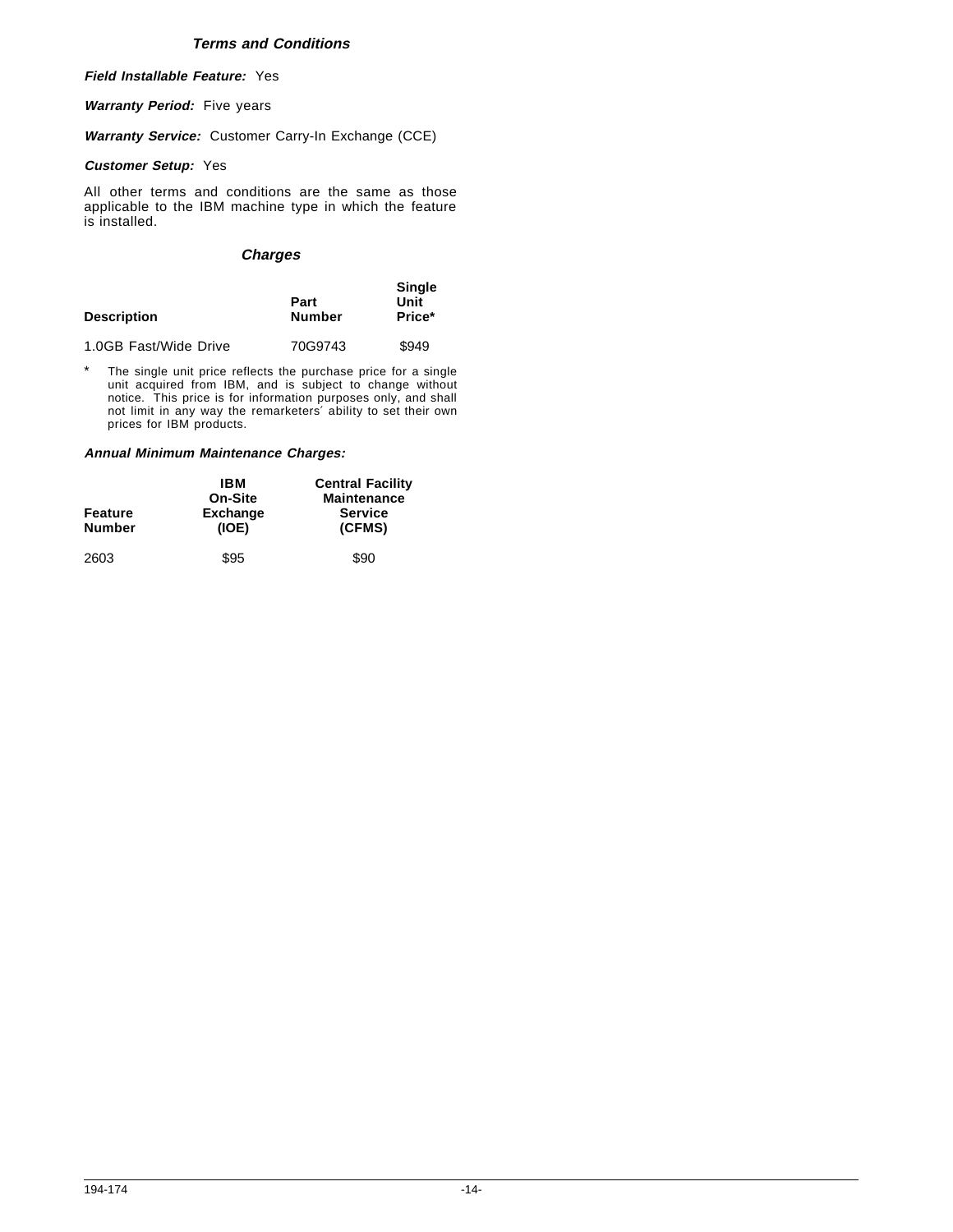### *Terms and Conditions*

***Field Installable Feature:*** Yes

***Warranty Period:*** Five years

***Warranty Service:*** Customer Carry-In Exchange (CCE)

***Customer Setup:*** Yes

All other terms and conditions are the same as those applicable to the IBM machine type in which the feature is installed.

### *Charges*

| Description | Part Number | Single Unit Price* |
|---|---|---|
| 1.0GB Fast/Wide Drive | 70G9743 | $949 |

\* The single unit price reflects the purchase price for a single unit acquired from IBM, and is subject to change without notice. This price is for information purposes only, and shall not limit in any way the remarketers′ ability to set their own prices for IBM products.

***Annual Minimum Maintenance Charges:***

| Feature Number | IBM On-Site Exchange (IOE) | Central Facility Maintenance Service (CFMS) |
|---|---|---|
| 2603 | $95 | $90 |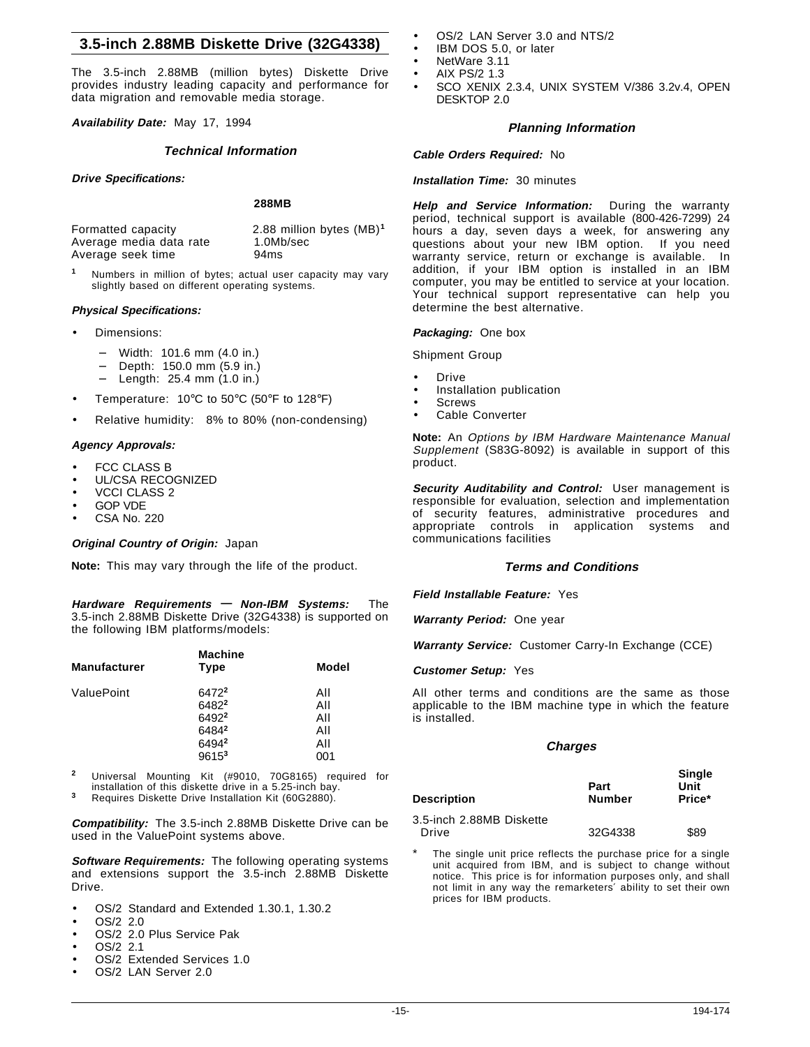## 3.5-inch 2.88MB Diskette Drive (32G4338)

The 3.5-inch 2.88MB (million bytes) Diskette Drive provides industry leading capacity and performance for data migration and removable media storage.

***Availability Date:*** May 17, 1994

### *Technical Information*

***Drive Specifications:***

| | **288MB** |
|---|---|
| Formatted capacity | 2.88 million bytes (MB)[1] |
| Average media data rate | 1.0Mb/sec |
| Average seek time | 94ms |

[1] Numbers in million of bytes; actual user capacity may vary slightly based on different operating systems.

***Physical Specifications:***

- Dimensions:
  - Width: 101.6 mm (4.0 in.)
  - Depth: 150.0 mm (5.9 in.)
  - Length: 25.4 mm (1.0 in.)
- Temperature: 10°C to 50°C (50°F to 128°F)
- Relative humidity: 8% to 80% (non-condensing)

***Agency Approvals:***

- FCC CLASS B
- UL/CSA RECOGNIZED
- VCCI CLASS 2
- GOP VDE
- CSA No. 220

***Original Country of Origin:*** Japan

**Note:** This may vary through the life of the product.

***Hardware Requirements — Non-IBM Systems:*** The 3.5-inch 2.88MB Diskette Drive (32G4338) is supported on the following IBM platforms/models:

| Manufacturer | Machine Type | Model |
|---|---|---|
| ValuePoint | 6472[2] | All |
| | 6482[2] | All |
| | 6492[2] | All |
| | 6484[2] | All |
| | 6494[2] | All |
| | 9615[3] | 001 |

[2] Universal Mounting Kit (#9010, 70G8165) required for installation of this diskette drive in a 5.25-inch bay.
[3] Requires Diskette Drive Installation Kit (60G2880).

***Compatibility:*** The 3.5-inch 2.88MB Diskette Drive can be used in the ValuePoint systems above.

***Software Requirements:*** The following operating systems and extensions support the 3.5-inch 2.88MB Diskette Drive.

- OS/2 Standard and Extended 1.30.1, 1.30.2
- OS/2 2.0
- OS/2 2.0 Plus Service Pak
- OS/2 2.1
- OS/2 Extended Services 1.0
- OS/2 LAN Server 2.0
- OS/2 LAN Server 3.0 and NTS/2
- IBM DOS 5.0, or later
- NetWare 3.11
- AIX PS/2 1.3
- SCO XENIX 2.3.4, UNIX SYSTEM V/386 3.2v.4, OPEN DESKTOP 2.0

### *Planning Information*

***Cable Orders Required:*** No

***Installation Time:*** 30 minutes

***Help and Service Information:*** During the warranty period, technical support is available (800-426-7299) 24 hours a day, seven days a week, for answering any questions about your new IBM option. If you need warranty service, return or exchange is available. In addition, if your IBM option is installed in an IBM computer, you may be entitled to service at your location. Your technical support representative can help you determine the best alternative.

***Packaging:*** One box

Shipment Group

- Drive
- Installation publication
- Screws
- Cable Converter

**Note:** An *Options by IBM Hardware Maintenance Manual Supplement* (S83G-8092) is available in support of this product.

***Security Auditability and Control:*** User management is responsible for evaluation, selection and implementation of security features, administrative procedures and appropriate controls in application systems and communications facilities

### *Terms and Conditions*

***Field Installable Feature:*** Yes

***Warranty Period:*** One year

***Warranty Service:*** Customer Carry-In Exchange (CCE)

***Customer Setup:*** Yes

All other terms and conditions are the same as those applicable to the IBM machine type in which the feature is installed.

### *Charges*

| Description | Part Number | Single Unit Price* |
|---|---|---|
| 3.5-inch 2.88MB Diskette Drive | 32G4338 | $89 |

\* The single unit price reflects the purchase price for a single unit acquired from IBM, and is subject to change without notice. This price is for information purposes only, and shall not limit in any way the remarketers' ability to set their own prices for IBM products.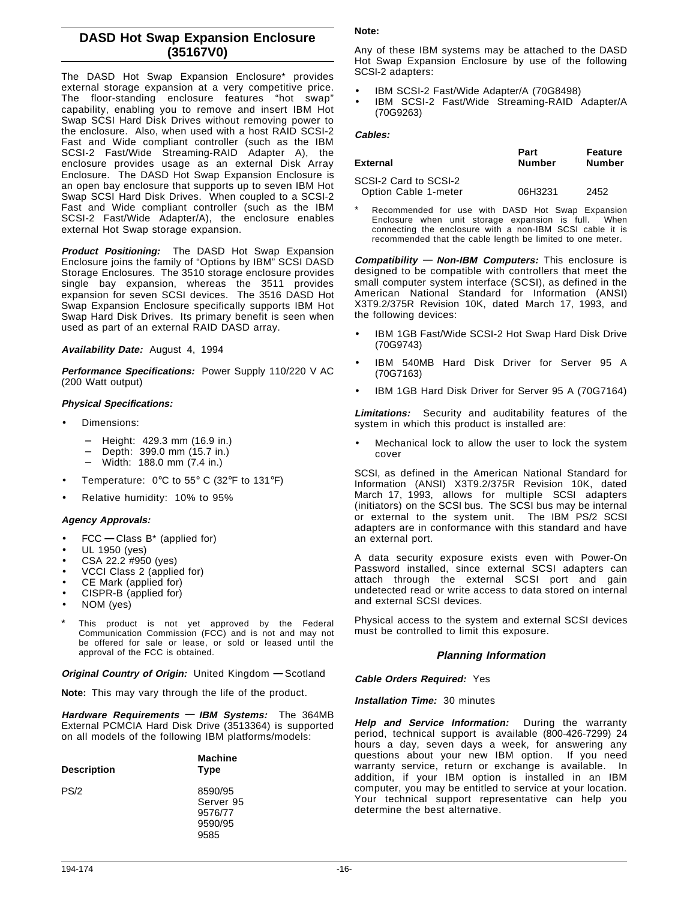## DASD Hot Swap Expansion Enclosure (35167V0)

The DASD Hot Swap Expansion Enclosure* provides external storage expansion at a very competitive price. The floor-standing enclosure features “hot swap” capability, enabling you to remove and insert IBM Hot Swap SCSI Hard Disk Drives without removing power to the enclosure. Also, when used with a host RAID SCSI-2 Fast and Wide compliant controller (such as the IBM SCSI-2 Fast/Wide Streaming-RAID Adapter A), the enclosure provides usage as an external Disk Array Enclosure. The DASD Hot Swap Expansion Enclosure is an open bay enclosure that supports up to seven IBM Hot Swap SCSI Hard Disk Drives. When coupled to a SCSI-2 Fast and Wide compliant controller (such as the IBM SCSI-2 Fast/Wide Adapter/A), the enclosure enables external Hot Swap storage expansion.

***Product Positioning:*** The DASD Hot Swap Expansion Enclosure joins the family of “Options by IBM” SCSI DASD Storage Enclosures. The 3510 storage enclosure provides single bay expansion, whereas the 3511 provides expansion for seven SCSI devices. The 3516 DASD Hot Swap Expansion Enclosure specifically supports IBM Hot Swap Hard Disk Drives. Its primary benefit is seen when used as part of an external RAID DASD array.

***Availability Date:*** August 4, 1994

***Performance Specifications:*** Power Supply 110/220 V AC (200 Watt output)

***Physical Specifications:***

- Dimensions:
  - Height: 429.3 mm (16.9 in.)
  - Depth: 399.0 mm (15.7 in.)
  - Width: 188.0 mm (7.4 in.)
- Temperature: 0°C to 55° C (32°F to 131°F)
- Relative humidity: 10% to 95%

***Agency Approvals:***

- FCC — Class B* (applied for)
- UL 1950 (yes)
- CSA 22.2 #950 (yes)
- VCCI Class 2 (applied for)
- CE Mark (applied for)
- CISPR-B (applied for)
- NOM (yes)

\* This product is not yet approved by the Federal Communication Commission (FCC) and is not and may not be offered for sale or lease, or sold or leased until the approval of the FCC is obtained.

***Original Country of Origin:*** United Kingdom — Scotland

**Note:** This may vary through the life of the product.

***Hardware Requirements — IBM Systems:*** The 364MB External PCMCIA Hard Disk Drive (3513364) is supported on all models of the following IBM platforms/models:

| Description | Machine Type |
|---|---|
| PS/2 | 8590/95<br>Server 95<br>9576/77<br>9590/95<br>9585 |

**Note:**

Any of these IBM systems may be attached to the DASD Hot Swap Expansion Enclosure by use of the following SCSI-2 adapters:

- IBM SCSI-2 Fast/Wide Adapter/A (70G8498)
- IBM SCSI-2 Fast/Wide Streaming-RAID Adapter/A (70G9263)

***Cables:***

| External | Part Number | Feature Number |
|---|---|---|
| SCSI-2 Card to SCSI-2 Option Cable 1-meter | 06H3231 | 2452 |

\* Recommended for use with DASD Hot Swap Expansion Enclosure when unit storage expansion is full. When connecting the enclosure with a non-IBM SCSI cable it is recommended that the cable length be limited to one meter.

***Compatibility — Non-IBM Computers:*** This enclosure is designed to be compatible with controllers that meet the small computer system interface (SCSI), as defined in the American National Standard for Information (ANSI) X3T9.2/375R Revision 10K, dated March 17, 1993, and the following devices:

- IBM 1GB Fast/Wide SCSI-2 Hot Swap Hard Disk Drive (70G9743)
- IBM 540MB Hard Disk Driver for Server 95 A (70G7163)
- IBM 1GB Hard Disk Driver for Server 95 A (70G7164)

***Limitations:*** Security and auditability features of the system in which this product is installed are:

- Mechanical lock to allow the user to lock the system cover

SCSI, as defined in the American National Standard for Information (ANSI) X3T9.2/375R Revision 10K, dated March 17, 1993, allows for multiple SCSI adapters (initiators) on the SCSI bus. The SCSI bus may be internal or external to the system unit. The IBM PS/2 SCSI adapters are in conformance with this standard and have an external port.

A data security exposure exists even with Power-On Password installed, since external SCSI adapters can attach through the external SCSI port and gain undetected read or write access to data stored on internal and external SCSI devices.

Physical access to the system and external SCSI devices must be controlled to limit this exposure.

### *Planning Information*

***Cable Orders Required:*** Yes

***Installation Time:*** 30 minutes

***Help and Service Information:*** During the warranty period, technical support is available (800-426-7299) 24 hours a day, seven days a week, for answering any questions about your new IBM option. If you need warranty service, return or exchange is available. In addition, if your IBM option is installed in an IBM computer, you may be entitled to service at your location. Your technical support representative can help you determine the best alternative.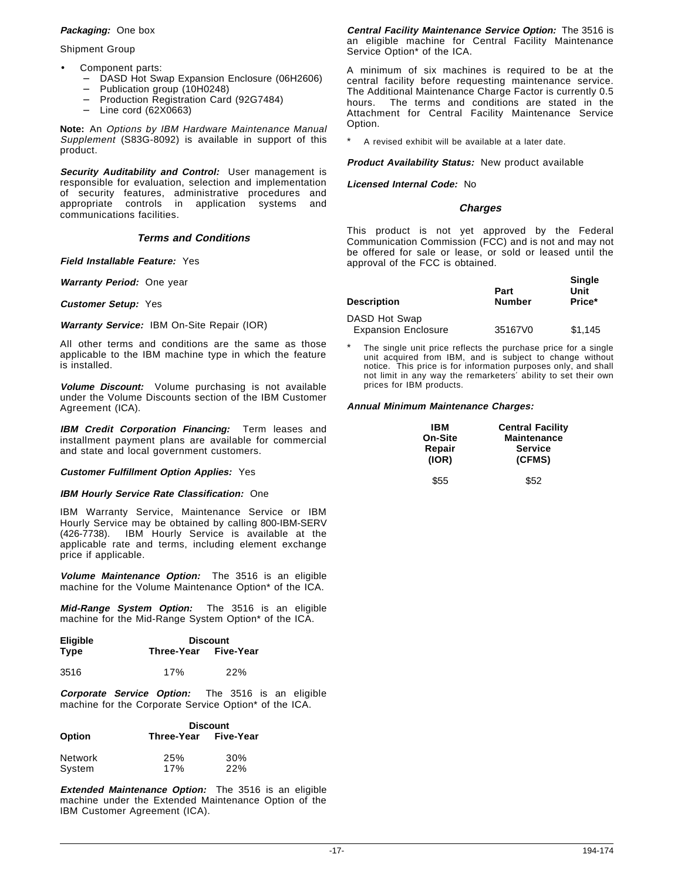***Packaging:*** One box

Shipment Group

- Component parts:
  - DASD Hot Swap Expansion Enclosure (06H2606)
  - Publication group (10H0248)
  - Production Registration Card (92G7484)
  - Line cord (62X0663)

**Note:** An *Options by IBM Hardware Maintenance Manual Supplement* (S83G-8092) is available in support of this product.

***Security Auditability and Control:*** User management is responsible for evaluation, selection and implementation of security features, administrative procedures and appropriate controls in application systems and communications facilities.

### Terms and Conditions

***Field Installable Feature:*** Yes

***Warranty Period:*** One year

***Customer Setup:*** Yes

***Warranty Service:*** IBM On-Site Repair (IOR)

All other terms and conditions are the same as those applicable to the IBM machine type in which the feature is installed.

***Volume Discount:*** Volume purchasing is not available under the Volume Discounts section of the IBM Customer Agreement (ICA).

***IBM Credit Corporation Financing:*** Term leases and installment payment plans are available for commercial and state and local government customers.

***Customer Fulfillment Option Applies:*** Yes

***IBM Hourly Service Rate Classification:*** One

IBM Warranty Service, Maintenance Service or IBM Hourly Service may be obtained by calling 800-IBM-SERV (426-7738). IBM Hourly Service is available at the applicable rate and terms, including element exchange price if applicable.

***Volume Maintenance Option:*** The 3516 is an eligible machine for the Volume Maintenance Option* of the ICA.

***Mid-Range System Option:*** The 3516 is an eligible machine for the Mid-Range System Option* of the ICA.

| Eligible Type | Discount Three-Year | Five-Year |
|---|---|---|
| 3516 | 17% | 22% |

***Corporate Service Option:*** The 3516 is an eligible machine for the Corporate Service Option* of the ICA.

| Option | Discount Three-Year | Five-Year |
|---|---|---|
| Network | 25% | 30% |
| System | 17% | 22% |

***Extended Maintenance Option:*** The 3516 is an eligible machine under the Extended Maintenance Option of the IBM Customer Agreement (ICA).

***Central Facility Maintenance Service Option:*** The 3516 is an eligible machine for Central Facility Maintenance Service Option* of the ICA.

A minimum of six machines is required to be at the central facility before requesting maintenance service. The Additional Maintenance Charge Factor is currently 0.5 hours. The terms and conditions are stated in the Attachment for Central Facility Maintenance Service Option.

\* A revised exhibit will be available at a later date.

***Product Availability Status:*** New product available

***Licensed Internal Code:*** No

### Charges

This product is not yet approved by the Federal Communication Commission (FCC) and is not and may not be offered for sale or lease, or sold or leased until the approval of the FCC is obtained.

| Description | Part Number | Single Unit Price* |
|---|---|---|
| DASD Hot Swap Expansion Enclosure | 35167V0 | $1,145 |

\* The single unit price reflects the purchase price for a single unit acquired from IBM, and is subject to change without notice. This price is for information purposes only, and shall not limit in any way the remarketers´ ability to set their own prices for IBM products.

***Annual Minimum Maintenance Charges:***

| IBM On-Site Repair (IOR) | Central Facility Maintenance Service (CFMS) |
|---|---|
| $55 | $52 |